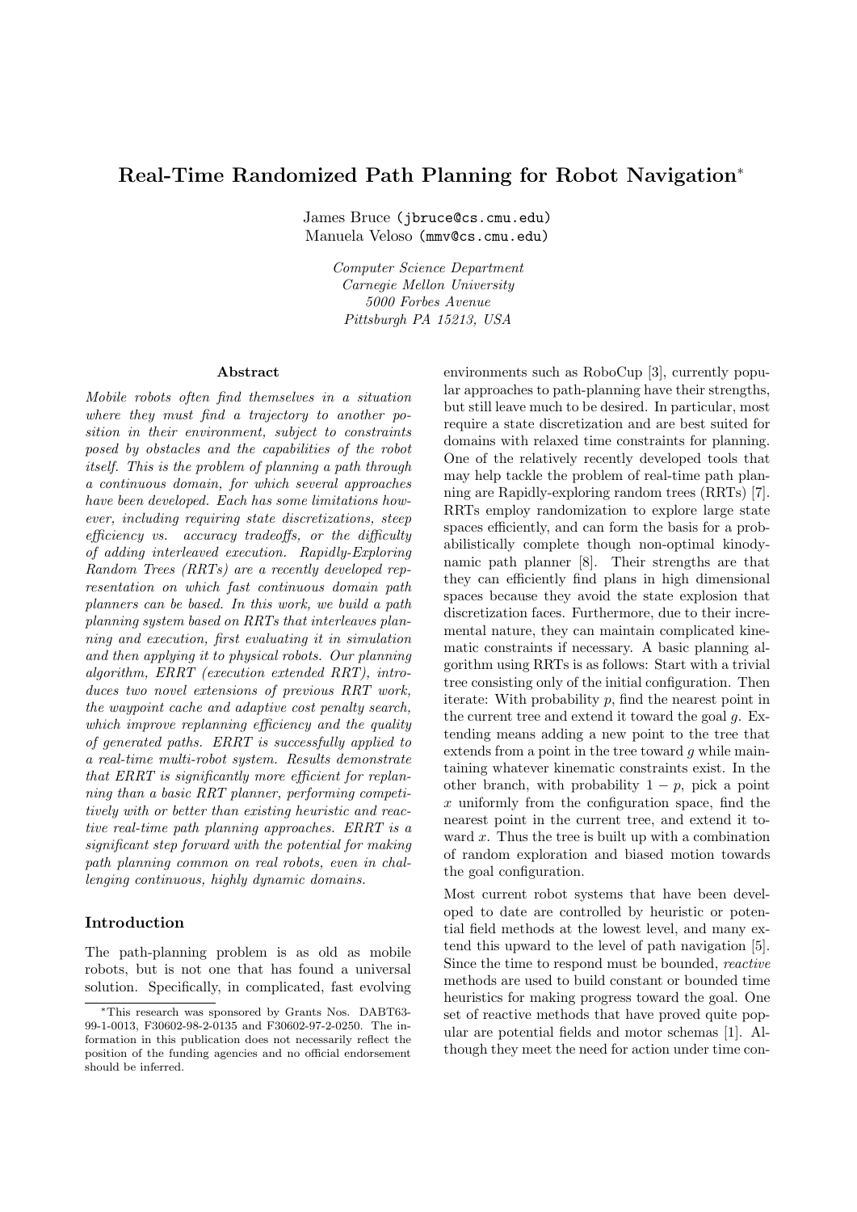# Real-Time Randomized Path Planning for Robot Navigation*

James Bruce (jbruce@cs.cmu.edu)
Manuela Veloso (mmv@cs.cmu.edu)

*Computer Science Department*
*Carnegie Mellon University*
*5000 Forbes Avenue*
*Pittsburgh PA 15213, USA*

### Abstract

*Mobile robots often find themselves in a situation where they must find a trajectory to another position in their environment, subject to constraints posed by obstacles and the capabilities of the robot itself. This is the problem of planning a path through a continuous domain, for which several approaches have been developed. Each has some limitations however, including requiring state discretizations, steep efficiency vs. accuracy tradeoffs, or the difficulty of adding interleaved execution. Rapidly-Exploring Random Trees (RRTs) are a recently developed representation on which fast continuous domain path planners can be based. In this work, we build a path planning system based on RRTs that interleaves planning and execution, first evaluating it in simulation and then applying it to physical robots. Our planning algorithm, ERRT (execution extended RRT), introduces two novel extensions of previous RRT work, the waypoint cache and adaptive cost penalty search, which improve replanning efficiency and the quality of generated paths. ERRT is successfully applied to a real-time multi-robot system. Results demonstrate that ERRT is significantly more efficient for replanning than a basic RRT planner, performing competitively with or better than existing heuristic and reactive real-time path planning approaches. ERRT is a significant step forward with the potential for making path planning common on real robots, even in challenging continuous, highly dynamic domains.*

### Introduction

The path-planning problem is as old as mobile robots, but is not one that has found a universal solution. Specifically, in complicated, fast evolving environments such as RoboCup [3], currently popular approaches to path-planning have their strengths, but still leave much to be desired. In particular, most require a state discretization and are best suited for domains with relaxed time constraints for planning. One of the relatively recently developed tools that may help tackle the problem of real-time path planning are Rapidly-exploring random trees (RRTs) [7]. RRTs employ randomization to explore large state spaces efficiently, and can form the basis for a probabilistically complete though non-optimal kinodynamic path planner [8]. Their strengths are that they can efficiently find plans in high dimensional spaces because they avoid the state explosion that discretization faces. Furthermore, due to their incremental nature, they can maintain complicated kinematic constraints if necessary. A basic planning algorithm using RRTs is as follows: Start with a trivial tree consisting only of the initial configuration. Then iterate: With probability $p$, find the nearest point in the current tree and extend it toward the goal $g$. Extending means adding a new point to the tree that extends from a point in the tree toward $g$ while maintaining whatever kinematic constraints exist. In the other branch, with probability $1 - p$, pick a point $x$ uniformly from the configuration space, find the nearest point in the current tree, and extend it toward $x$. Thus the tree is built up with a combination of random exploration and biased motion towards the goal configuration.

Most current robot systems that have been developed to date are controlled by heuristic or potential field methods at the lowest level, and many extend this upward to the level of path navigation [5]. Since the time to respond must be bounded, *reactive* methods are used to build constant or bounded time heuristics for making progress toward the goal. One set of reactive methods that have proved quite popular are potential fields and motor schemas [1]. Although they meet the need for action under time con-

*This research was sponsored by Grants Nos. DABT63-99-1-0013, F30602-98-2-0135 and F30602-97-2-0250. The information in this publication does not necessarily reflect the position of the funding agencies and no official endorsement should be inferred.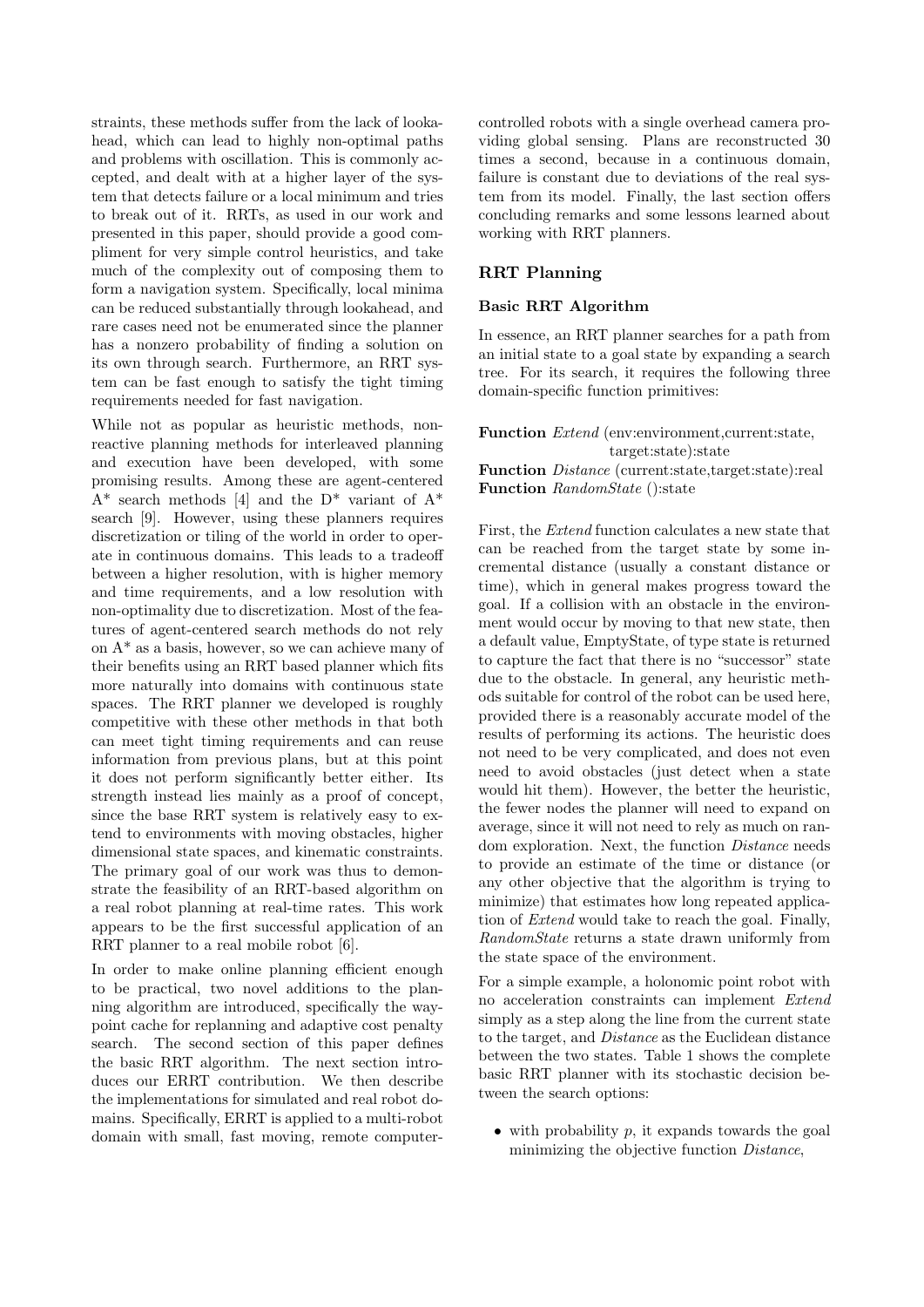straints, these methods suffer from the lack of lookahead, which can lead to highly non-optimal paths and problems with oscillation. This is commonly accepted, and dealt with at a higher layer of the system that detects failure or a local minimum and tries to break out of it. RRTs, as used in our work and presented in this paper, should provide a good compliment for very simple control heuristics, and take much of the complexity out of composing them to form a navigation system. Specifically, local minima can be reduced substantially through lookahead, and rare cases need not be enumerated since the planner has a nonzero probability of finding a solution on its own through search. Furthermore, an RRT system can be fast enough to satisfy the tight timing requirements needed for fast navigation.

While not as popular as heuristic methods, non-reactive planning methods for interleaved planning and execution have been developed, with some promising results. Among these are agent-centered A* search methods [4] and the D* variant of A* search [9]. However, using these planners requires discretization or tiling of the world in order to operate in continuous domains. This leads to a tradeoff between a higher resolution, with is higher memory and time requirements, and a low resolution with non-optimality due to discretization. Most of the features of agent-centered search methods do not rely on A* as a basis, however, so we can achieve many of their benefits using an RRT based planner which fits more naturally into domains with continuous state spaces. The RRT planner we developed is roughly competitive with these other methods in that both can meet tight timing requirements and can reuse information from previous plans, but at this point it does not perform significantly better either. Its strength instead lies mainly as a proof of concept, since the base RRT system is relatively easy to extend to environments with moving obstacles, higher dimensional state spaces, and kinematic constraints. The primary goal of our work was thus to demonstrate the feasibility of an RRT-based algorithm on a real robot planning at real-time rates. This work appears to be the first successful application of an RRT planner to a real mobile robot [6].

In order to make online planning efficient enough to be practical, two novel additions to the planning algorithm are introduced, specifically the waypoint cache for replanning and adaptive cost penalty search. The second section of this paper defines the basic RRT algorithm. The next section introduces our ERRT contribution. We then describe the implementations for simulated and real robot domains. Specifically, ERRT is applied to a multi-robot domain with small, fast moving, remote computer-controlled robots with a single overhead camera providing global sensing. Plans are reconstructed 30 times a second, because in a continuous domain, failure is constant due to deviations of the real system from its model. Finally, the last section offers concluding remarks and some lessons learned about working with RRT planners.

## RRT Planning

### Basic RRT Algorithm

In essence, an RRT planner searches for a path from an initial state to a goal state by expanding a search tree. For its search, it requires the following three domain-specific function primitives:

**Function** *Extend* (env:environment,current:state, target:state):state
**Function** *Distance* (current:state,target:state):real
**Function** *RandomState* ():state

First, the *Extend* function calculates a new state that can be reached from the target state by some incremental distance (usually a constant distance or time), which in general makes progress toward the goal. If a collision with an obstacle in the environment would occur by moving to that new state, then a default value, EmptyState, of type state is returned to capture the fact that there is no "successor" state due to the obstacle. In general, any heuristic methods suitable for control of the robot can be used here, provided there is a reasonably accurate model of the results of performing its actions. The heuristic does not need to be very complicated, and does not even need to avoid obstacles (just detect when a state would hit them). However, the better the heuristic, the fewer nodes the planner will need to expand on average, since it will not need to rely as much on random exploration. Next, the function *Distance* needs to provide an estimate of the time or distance (or any other objective that the algorithm is trying to minimize) that estimates how long repeated application of *Extend* would take to reach the goal. Finally, *RandomState* returns a state drawn uniformly from the state space of the environment.

For a simple example, a holonomic point robot with no acceleration constraints can implement *Extend* simply as a step along the line from the current state to the target, and *Distance* as the Euclidean distance between the two states. Table 1 shows the complete basic RRT planner with its stochastic decision between the search options:

- with probability $p$, it expands towards the goal minimizing the objective function *Distance*,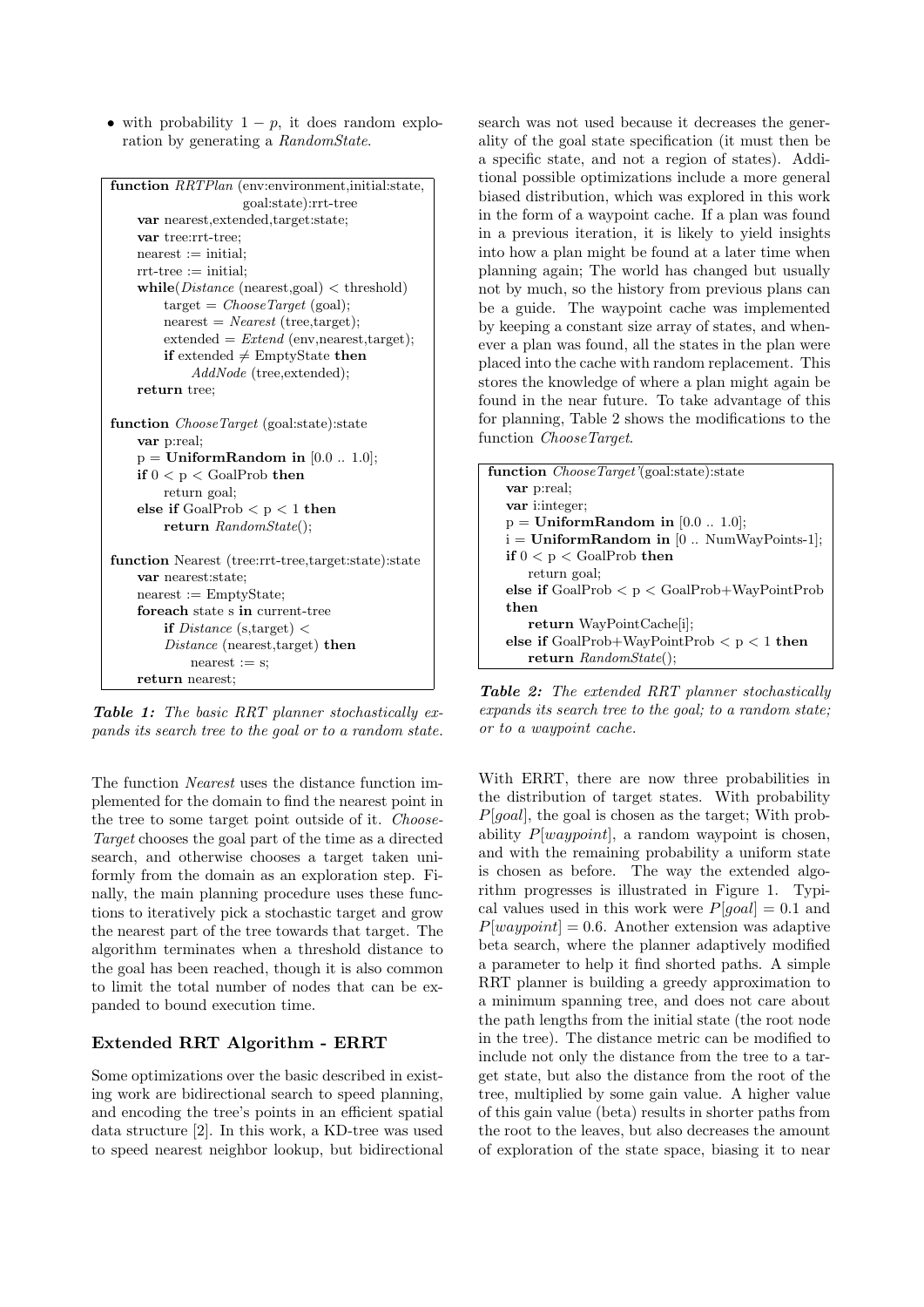- with probability $1 - p$, it does random exploration by generating a *RandomState*.

```
function RRTPlan (env:environment,initial:state,
                  goal:state):rrt-tree
    var nearest,extended,target:state;
    var tree:rrt-tree;
    nearest := initial;
    rrt-tree := initial;
    while(Distance (nearest,goal) < threshold)
        target = ChooseTarget (goal);
        nearest = Nearest (tree,target);
        extended = Extend (env,nearest,target);
        if extended ≠ EmptyState then
            AddNode (tree,extended);
    return tree;

function ChooseTarget (goal:state):state
    var p:real;
    p = UniformRandom in [0.0 .. 1.0];
    if 0 < p < GoalProb then
        return goal;
    else if GoalProb < p < 1 then
        return RandomState();

function Nearest (tree:rrt-tree,target:state):state
    var nearest:state;
    nearest := EmptyState;
    foreach state s in current-tree
        if Distance (s,target) <
        Distance (nearest,target) then
            nearest := s;
    return nearest;
```

***Table 1:*** *The basic RRT planner stochastically expands its search tree to the goal or to a random state.*

The function *Nearest* uses the distance function implemented for the domain to find the nearest point in the tree to some target point outside of it. *ChooseTarget* chooses the goal part of the time as a directed search, and otherwise chooses a target taken uniformly from the domain as an exploration step. Finally, the main planning procedure uses these functions to iteratively pick a stochastic target and grow the nearest part of the tree towards that target. The algorithm terminates when a threshold distance to the goal has been reached, though it is also common to limit the total number of nodes that can be expanded to bound execution time.

### Extended RRT Algorithm - ERRT

Some optimizations over the basic described in existing work are bidirectional search to speed planning, and encoding the tree's points in an efficient spatial data structure [2]. In this work, a KD-tree was used to speed nearest neighbor lookup, but bidirectional search was not used because it decreases the generality of the goal state specification (it must then be a specific state, and not a region of states). Additional possible optimizations include a more general biased distribution, which was explored in this work in the form of a waypoint cache. If a plan was found in a previous iteration, it is likely to yield insights into how a plan might be found at a later time when planning again; The world has changed but usually not by much, so the history from previous plans can be a guide. The waypoint cache was implemented by keeping a constant size array of states, and whenever a plan was found, all the states in the plan were placed into the cache with random replacement. This stores the knowledge of where a plan might again be found in the near future. To take advantage of this for planning, Table 2 shows the modifications to the function *ChooseTarget*.

```
function ChooseTarget'(goal:state):state
    var p:real;
    var i:integer;
    p = UniformRandom in [0.0 .. 1.0];
    i = UniformRandom in [0 .. NumWayPoints-1];
    if 0 < p < GoalProb then
        return goal;
    else if GoalProb < p < GoalProb+WayPointProb
    then
        return WayPointCache[i];
    else if GoalProb+WayPointProb < p < 1 then
        return RandomState();
```

***Table 2:*** *The extended RRT planner stochastically expands its search tree to the goal; to a random state; or to a waypoint cache.*

With ERRT, there are now three probabilities in the distribution of target states. With probability $P[goal]$, the goal is chosen as the target; With probability $P[waypoint]$, a random waypoint is chosen, and with the remaining probability a uniform state is chosen as before. The way the extended algorithm progresses is illustrated in Figure 1. Typical values used in this work were $P[goal] = 0.1$ and $P[waypoint] = 0.6$. Another extension was adaptive beta search, where the planner adaptively modified a parameter to help it find shorted paths. A simple RRT planner is building a greedy approximation to a minimum spanning tree, and does not care about the path lengths from the initial state (the root node in the tree). The distance metric can be modified to include not only the distance from the tree to a target state, but also the distance from the root of the tree, multiplied by some gain value. A higher value of this gain value (beta) results in shorter paths from the root to the leaves, but also decreases the amount of exploration of the state space, biasing it to near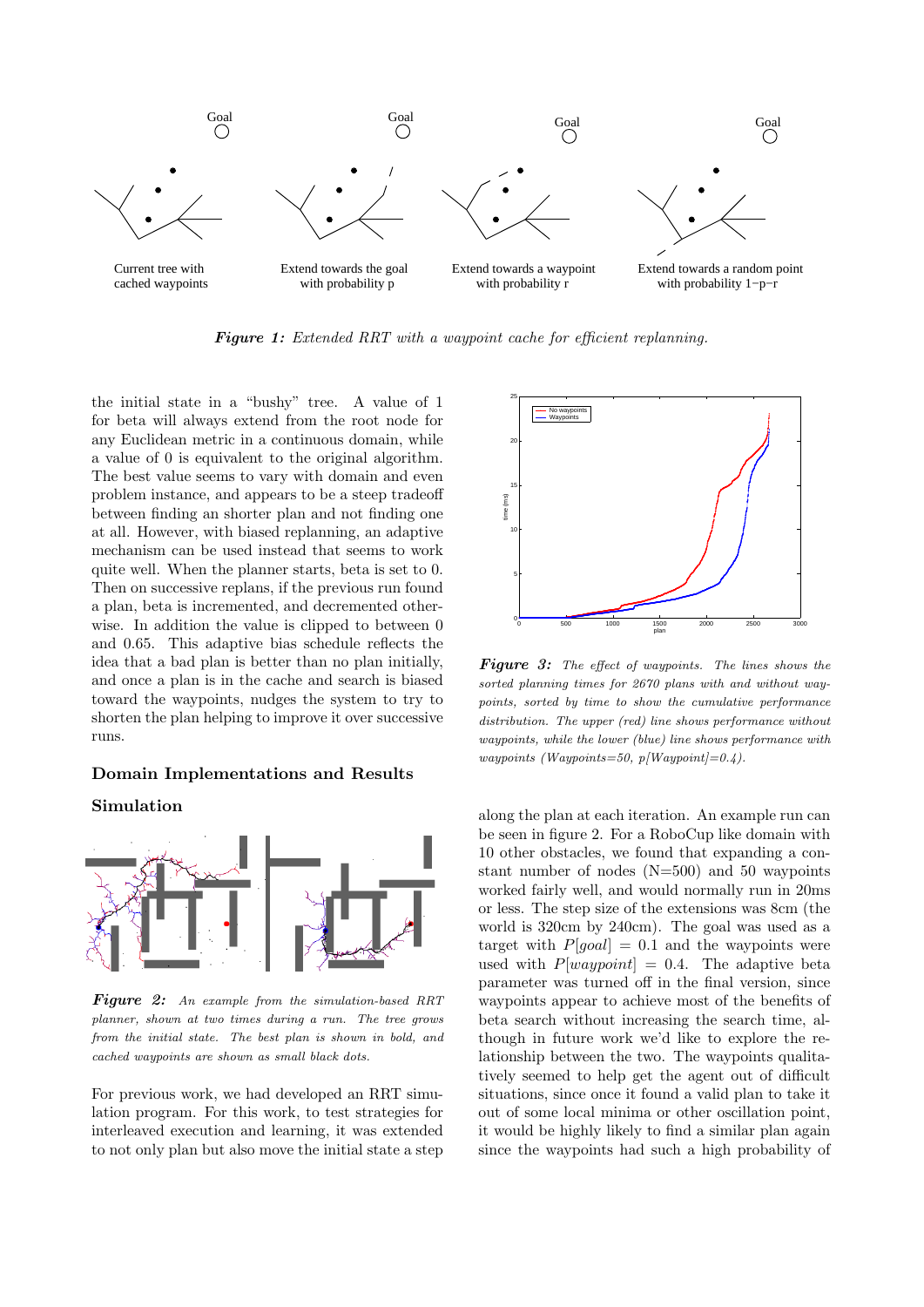Current tree with cached waypoints

Extend towards the goal with probability p

Extend towards a waypoint with probability r

Extend towards a random point with probability 1−p−r

***Figure 1:*** *Extended RRT with a waypoint cache for efficient replanning.*

the initial state in a "bushy" tree. A value of 1 for beta will always extend from the root node for any Euclidean metric in a continuous domain, while a value of 0 is equivalent to the original algorithm. The best value seems to vary with domain and even problem instance, and appears to be a steep tradeoff between finding an shorter plan and not finding one at all. However, with biased replanning, an adaptive mechanism can be used instead that seems to work quite well. When the planner starts, beta is set to 0. Then on successive replans, if the previous run found a plan, beta is incremented, and decremented otherwise. In addition the value is clipped to between 0 and 0.65. This adaptive bias schedule reflects the idea that a bad plan is better than no plan initially, and once a plan is in the cache and search is biased toward the waypoints, nudges the system to try to shorten the plan helping to improve it over successive runs.

## Domain Implementations and Results

### Simulation

***Figure 2:*** *An example from the simulation-based RRT planner, shown at two times during a run. The tree grows from the initial state. The best plan is shown in bold, and cached waypoints are shown as small black dots.*

For previous work, we had developed an RRT simulation program. For this work, to test strategies for interleaved execution and learning, it was extended to not only plan but also move the initial state a step along the plan at each iteration. An example run can be seen in figure 2. For a RoboCup like domain with 10 other obstacles, we found that expanding a constant number of nodes (N=500) and 50 waypoints worked fairly well, and would normally run in 20ms or less. The step size of the extensions was 8cm (the world is 320cm by 240cm). The goal was used as a target with $P[goal] = 0.1$ and the waypoints were used with $P[waypoint] = 0.4$. The adaptive beta parameter was turned off in the final version, since waypoints appear to achieve most of the benefits of beta search without increasing the search time, although in future work we'd like to explore the relationship between the two. The waypoints qualitatively seemed to help get the agent out of difficult situations, since once it found a valid plan to take it out of some local minima or other oscillation point, it would be highly likely to find a similar plan again since the waypoints had such a high probability of

***Figure 3:*** *The effect of waypoints. The lines shows the sorted planning times for 2670 plans with and without waypoints, sorted by time to show the cumulative performance distribution. The upper (red) line shows performance without waypoints, while the lower (blue) line shows performance with waypoints (Waypoints=50, p[Waypoint]=0.4).*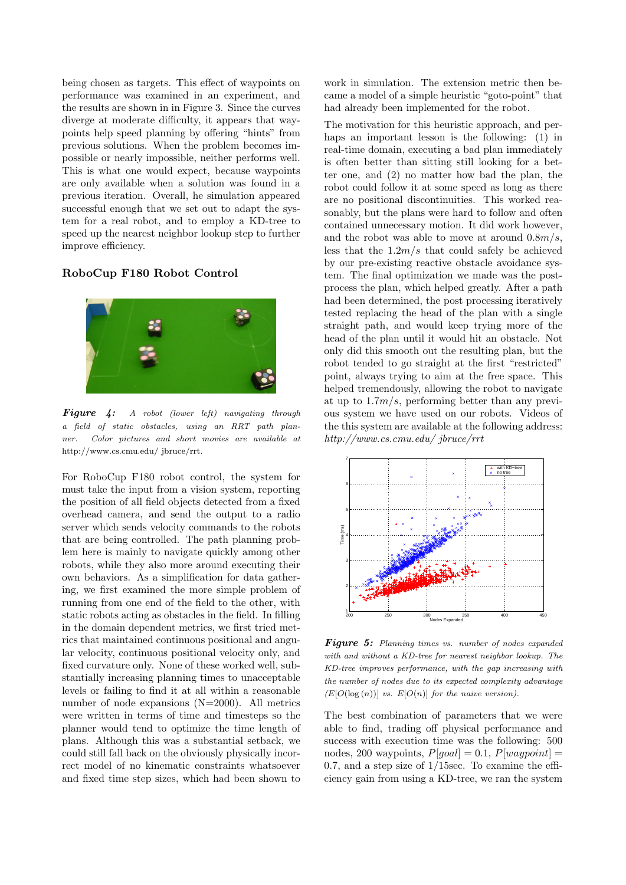being chosen as targets. This effect of waypoints on performance was examined in an experiment, and the results are shown in in Figure 3. Since the curves diverge at moderate difficulty, it appears that waypoints help speed planning by offering "hints" from previous solutions. When the problem becomes impossible or nearly impossible, neither performs well. This is what one would expect, because waypoints are only available when a solution was found in a previous iteration. Overall, he simulation appeared successful enough that we set out to adapt the system for a real robot, and to employ a KD-tree to speed up the nearest neighbor lookup step to further improve efficiency.

## RoboCup F180 Robot Control

***Figure 4:*** *A robot (lower left) navigating through a field of static obstacles, using an RRT path planner. Color pictures and short movies are available at* http://www.cs.cmu.edu/ jbruce/rrt.

For RoboCup F180 robot control, the system for must take the input from a vision system, reporting the position of all field objects detected from a fixed overhead camera, and send the output to a radio server which sends velocity commands to the robots that are being controlled. The path planning problem here is mainly to navigate quickly among other robots, while they also more around executing their own behaviors. As a simplification for data gathering, we first examined the more simple problem of running from one end of the field to the other, with static robots acting as obstacles in the field. In filling in the domain dependent metrics, we first tried metrics that maintained continuous positional and angular velocity, continuous positional velocity only, and fixed curvature only. None of these worked well, substantially increasing planning times to unacceptable levels or failing to find it at all within a reasonable number of node expansions (N=2000). All metrics were written in terms of time and timesteps so the planner would tend to optimize the time length of plans. Although this was a substantial setback, we could still fall back on the obviously physically incorrect model of no kinematic constraints whatsoever and fixed time step sizes, which had been shown to work in simulation. The extension metric then became a model of a simple heuristic "goto-point" that had already been implemented for the robot.

The motivation for this heuristic approach, and perhaps an important lesson is the following: (1) in real-time domain, executing a bad plan immediately is often better than sitting still looking for a better one, and (2) no matter how bad the plan, the robot could follow it at some speed as long as there are no positional discontinuities. This worked reasonably, but the plans were hard to follow and often contained unnecessary motion. It did work however, and the robot was able to move at around $0.8m/s$, less that the $1.2m/s$ that could safely be achieved by our pre-existing reactive obstacle avoidance system. The final optimization we made was the post-process the plan, which helped greatly. After a path had been determined, the post processing iteratively tested replacing the head of the plan with a single straight path, and would keep trying more of the head of the plan until it would hit an obstacle. Not only did this smooth out the resulting plan, but the robot tended to go straight at the first "restricted" point, always trying to aim at the free space. This helped tremendously, allowing the robot to navigate at up to $1.7m/s$, performing better than any previous system we have used on our robots. Videos of the this system are available at the following address: *http://www.cs.cmu.edu/ jbruce/rrt*

***Figure 5:*** *Planning times vs. number of nodes expanded with and without a KD-tree for nearest neighbor lookup. The KD-tree improves performance, with the gap increasing with the number of nodes due to its expected complexity advantage ($E[O(\log(n))]$ vs. $E[O(n)]$ for the naive version).*

The best combination of parameters that we were able to find, trading off physical performance and success with execution time was the following: 500 nodes, 200 waypoints, $P[goal] = 0.1$, $P[waypoint] = 0.7$, and a step size of 1/15sec. To examine the efficiency gain from using a KD-tree, we ran the system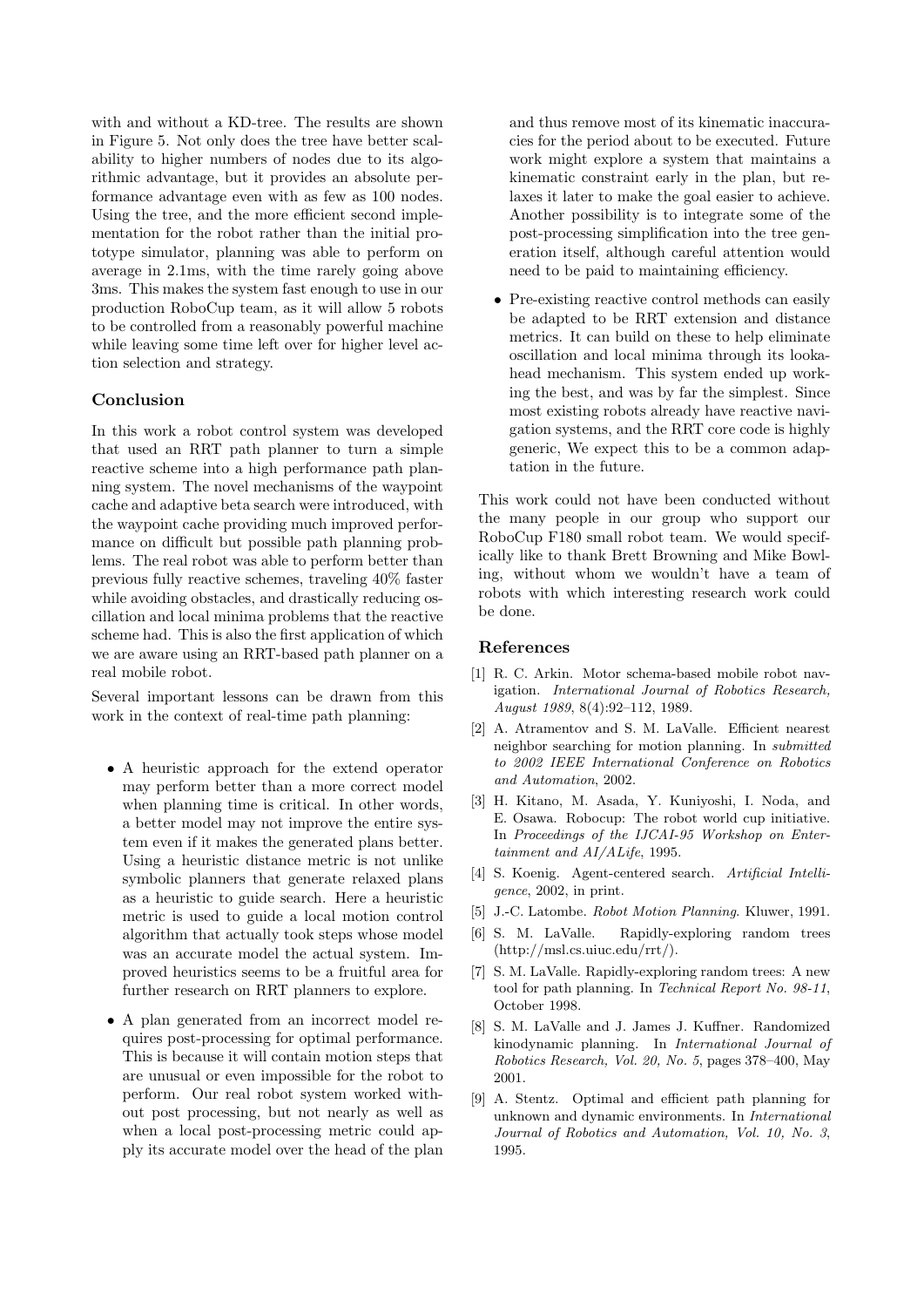with and without a KD-tree. The results are shown in Figure 5. Not only does the tree have better scalability to higher numbers of nodes due to its algorithmic advantage, but it provides an absolute performance advantage even with as few as 100 nodes. Using the tree, and the more efficient second implementation for the robot rather than the initial prototype simulator, planning was able to perform on average in 2.1ms, with the time rarely going above 3ms. This makes the system fast enough to use in our production RoboCup team, as it will allow 5 robots to be controlled from a reasonably powerful machine while leaving some time left over for higher level action selection and strategy.

## Conclusion

In this work a robot control system was developed that used an RRT path planner to turn a simple reactive scheme into a high performance path planning system. The novel mechanisms of the waypoint cache and adaptive beta search were introduced, with the waypoint cache providing much improved performance on difficult but possible path planning problems. The real robot was able to perform better than previous fully reactive schemes, traveling 40% faster while avoiding obstacles, and drastically reducing oscillation and local minima problems that the reactive scheme had. This is also the first application of which we are aware using an RRT-based path planner on a real mobile robot.

Several important lessons can be drawn from this work in the context of real-time path planning:

- A heuristic approach for the extend operator may perform better than a more correct model when planning time is critical. In other words, a better model may not improve the entire system even if it makes the generated plans better. Using a heuristic distance metric is not unlike symbolic planners that generate relaxed plans as a heuristic to guide search. Here a heuristic metric is used to guide a local motion control algorithm that actually took steps whose model was an accurate model the actual system. Improved heuristics seems to be a fruitful area for further research on RRT planners to explore.
- A plan generated from an incorrect model requires post-processing for optimal performance. This is because it will contain motion steps that are unusual or even impossible for the robot to perform. Our real robot system worked without post processing, but not nearly as well as when a local post-processing metric could apply its accurate model over the head of the plan and thus remove most of its kinematic inaccuracies for the period about to be executed. Future work might explore a system that maintains a kinematic constraint early in the plan, but relaxes it later to make the goal easier to achieve. Another possibility is to integrate some of the post-processing simplification into the tree generation itself, although careful attention would need to be paid to maintaining efficiency.
- Pre-existing reactive control methods can easily be adapted to be RRT extension and distance metrics. It can build on these to help eliminate oscillation and local minima through its lookahead mechanism. This system ended up working the best, and was by far the simplest. Since most existing robots already have reactive navigation systems, and the RRT core code is highly generic, We expect this to be a common adaptation in the future.

This work could not have been conducted without the many people in our group who support our RoboCup F180 small robot team. We would specifically like to thank Brett Browning and Mike Bowling, without whom we wouldn't have a team of robots with which interesting research work could be done.

## References

[1] R. C. Arkin. Motor schema-based mobile robot navigation. *International Journal of Robotics Research, August 1989*, 8(4):92–112, 1989.

[2] A. Atramentov and S. M. LaValle. Efficient nearest neighbor searching for motion planning. In *submitted to 2002 IEEE International Conference on Robotics and Automation*, 2002.

[3] H. Kitano, M. Asada, Y. Kuniyoshi, I. Noda, and E. Osawa. Robocup: The robot world cup initiative. In *Proceedings of the IJCAI-95 Workshop on Entertainment and AI/ALife*, 1995.

[4] S. Koenig. Agent-centered search. *Artificial Intelligence*, 2002, in print.

[5] J.-C. Latombe. *Robot Motion Planning*. Kluwer, 1991.

[6] S. M. LaValle. Rapidly-exploring random trees (http://msl.cs.uiuc.edu/rrt/).

[7] S. M. LaValle. Rapidly-exploring random trees: A new tool for path planning. In *Technical Report No. 98-11*, October 1998.

[8] S. M. LaValle and J. James J. Kuffner. Randomized kinodynamic planning. In *International Journal of Robotics Research, Vol. 20, No. 5*, pages 378–400, May 2001.

[9] A. Stentz. Optimal and efficient path planning for unknown and dynamic environments. In *International Journal of Robotics and Automation, Vol. 10, No. 3*, 1995.